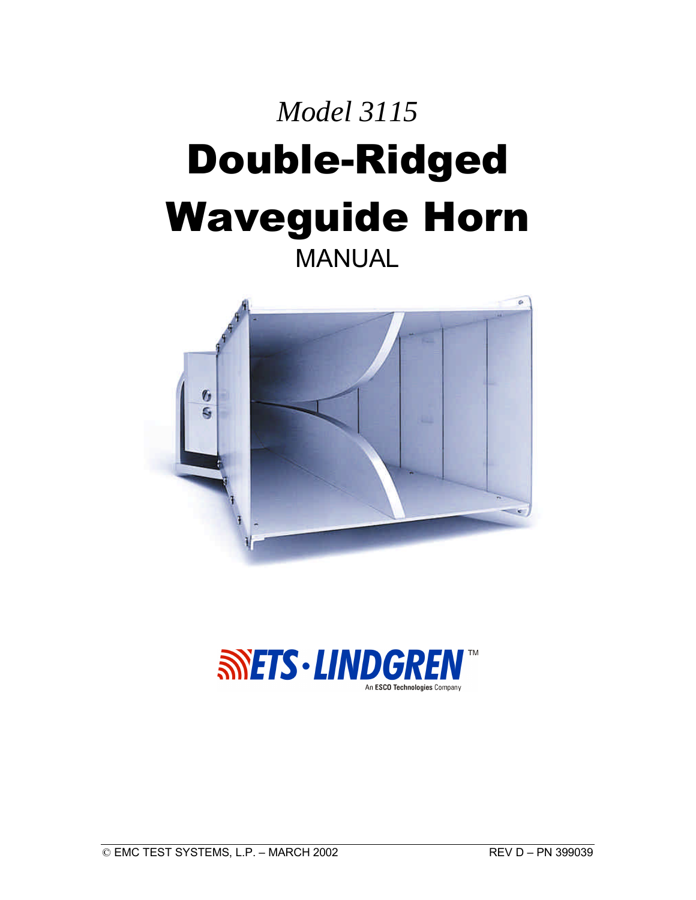*Model 3115*

# Double-Ridged Waveguide Horn

MANUAL

ETS·LINDGREN™

An ESCO Technologies Company

© EMC TEST SYSTEMS, L.P. – MARCH 2002 REV D – PN 399039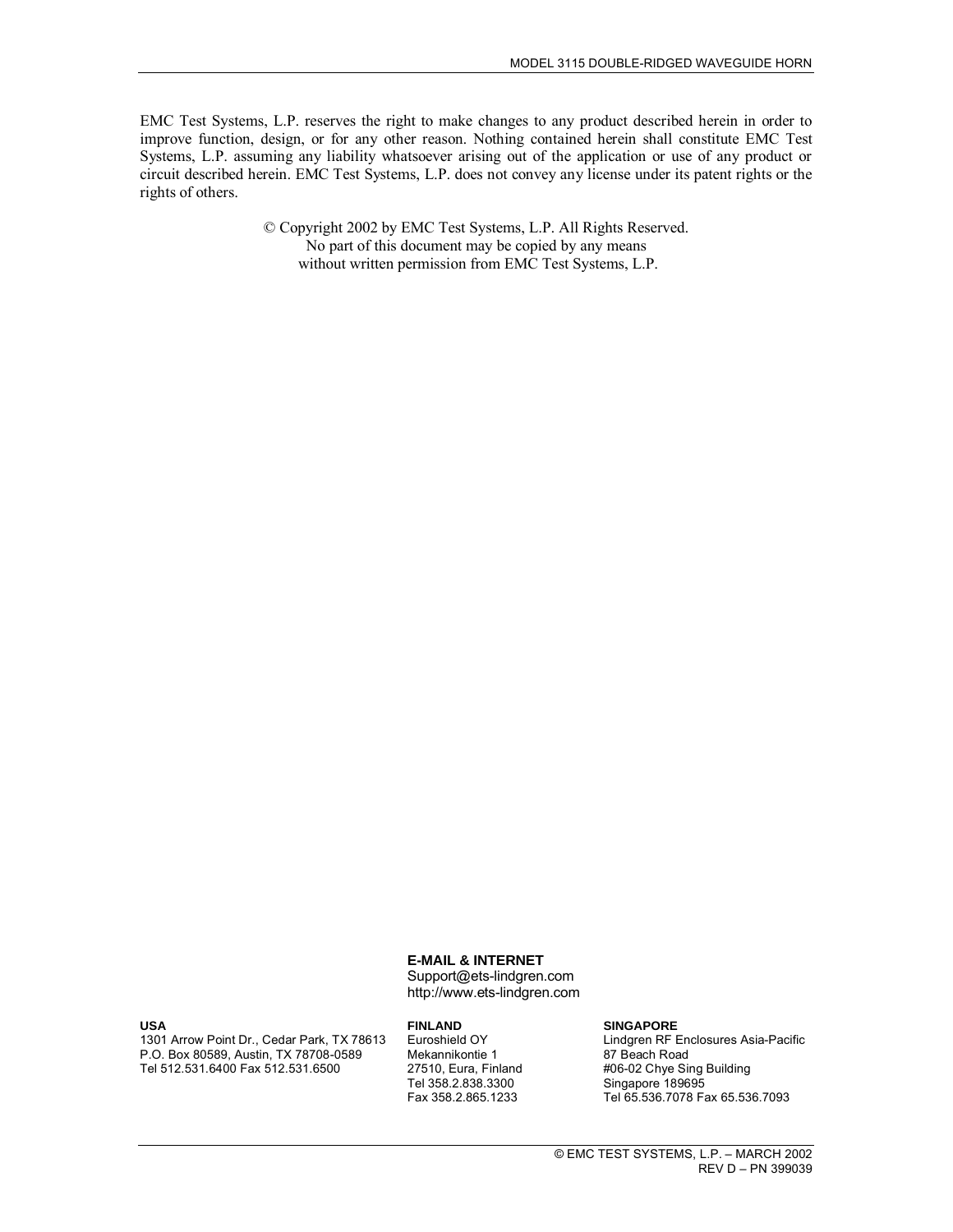EMC Test Systems, L.P. reserves the right to make changes to any product described herein in order to improve function, design, or for any other reason. Nothing contained herein shall constitute EMC Test Systems, L.P. assuming any liability whatsoever arising out of the application or use of any product or circuit described herein. EMC Test Systems, L.P. does not convey any license under its patent rights or the rights of others.

© Copyright 2002 by EMC Test Systems, L.P. All Rights Reserved.
No part of this document may be copied by any means
without written permission from EMC Test Systems, L.P.

**E-MAIL & INTERNET**
Support@ets-lindgren.com
http://www.ets-lindgren.com

**USA**
1301 Arrow Point Dr., Cedar Park, TX 78613
P.O. Box 80589, Austin, TX 78708-0589
Tel 512.531.6400 Fax 512.531.6500

**FINLAND**
Euroshield OY
Mekannikontie 1
27510, Eura, Finland
Tel 358.2.838.3300
Fax 358.2.865.1233

**SINGAPORE**
Lindgren RF Enclosures Asia-Pacific
87 Beach Road
#06-02 Chye Sing Building
Singapore 189695
Tel 65.536.7078 Fax 65.536.7093

© EMC TEST SYSTEMS, L.P. – MARCH 2002
REV D – PN 399039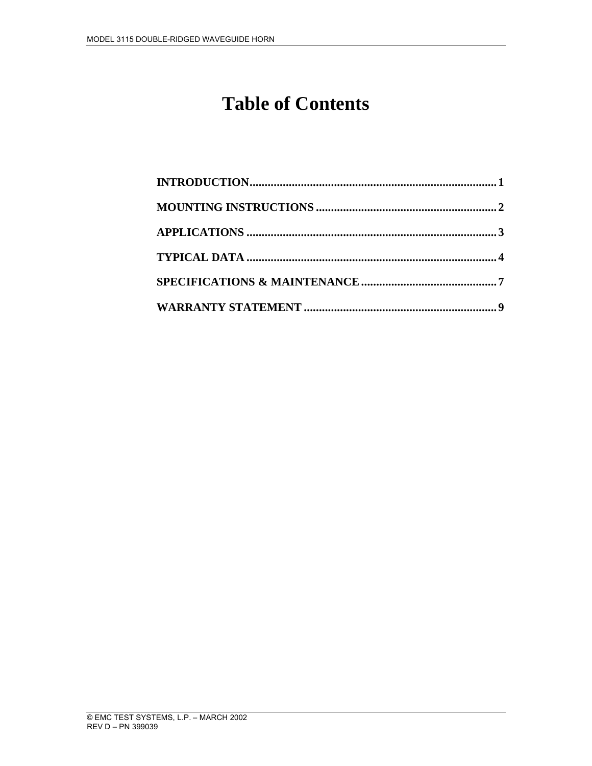# Table of Contents

**INTRODUCTION................................................................................... 1**

**MOUNTING INSTRUCTIONS ............................................................ 2**

**APPLICATIONS ................................................................................... 3**

**TYPICAL DATA ................................................................................... 4**

**SPECIFICATIONS & MAINTENANCE ............................................. 7**

**WARRANTY STATEMENT ................................................................ 9**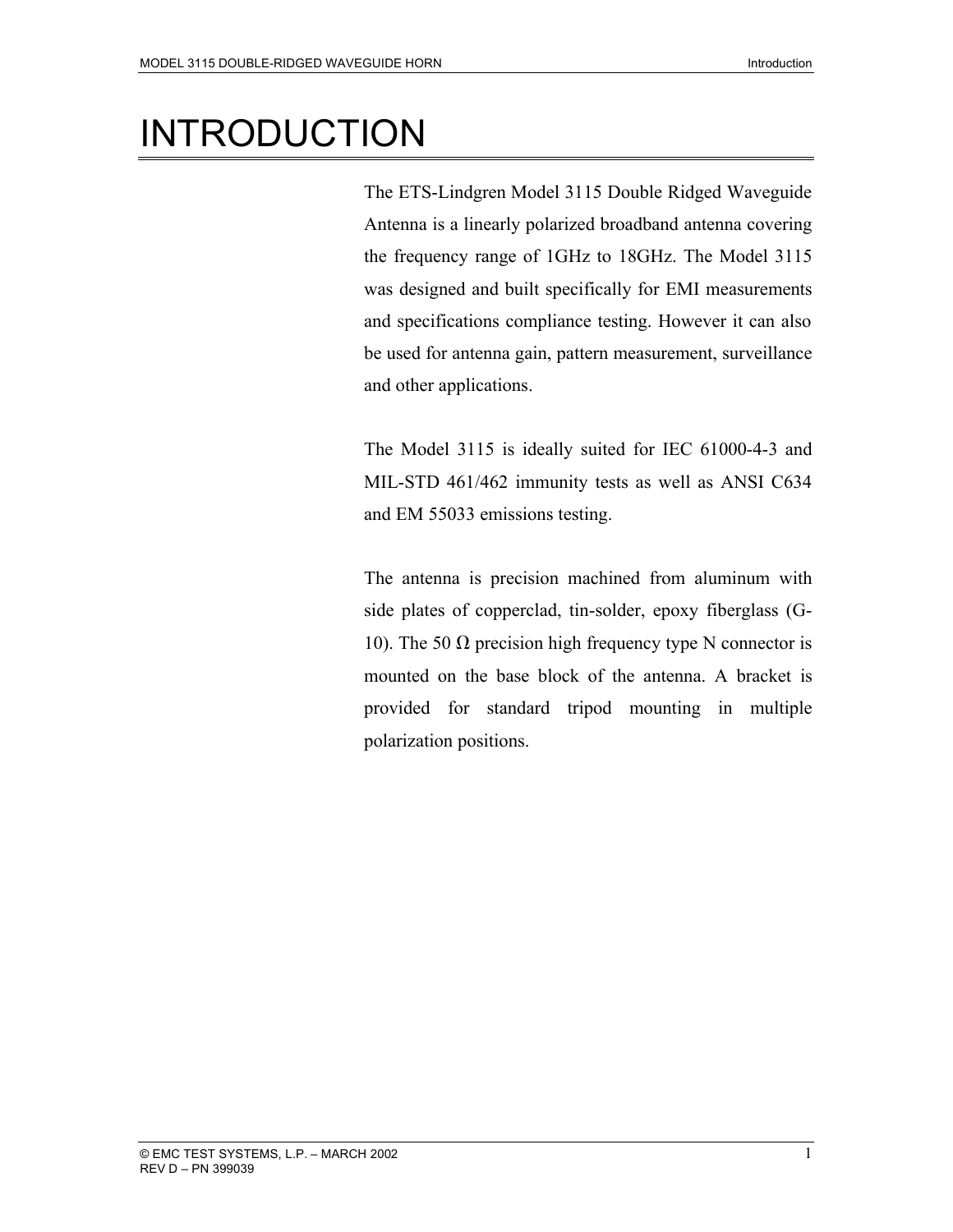# INTRODUCTION

The ETS-Lindgren Model 3115 Double Ridged Waveguide Antenna is a linearly polarized broadband antenna covering the frequency range of 1GHz to 18GHz. The Model 3115 was designed and built specifically for EMI measurements and specifications compliance testing. However it can also be used for antenna gain, pattern measurement, surveillance and other applications.

The Model 3115 is ideally suited for IEC 61000-4-3 and MIL-STD 461/462 immunity tests as well as ANSI C634 and EM 55033 emissions testing.

The antenna is precision machined from aluminum with side plates of copperclad, tin-solder, epoxy fiberglass (G-10). The 50 Ω precision high frequency type N connector is mounted on the base block of the antenna. A bracket is provided for standard tripod mounting in multiple polarization positions.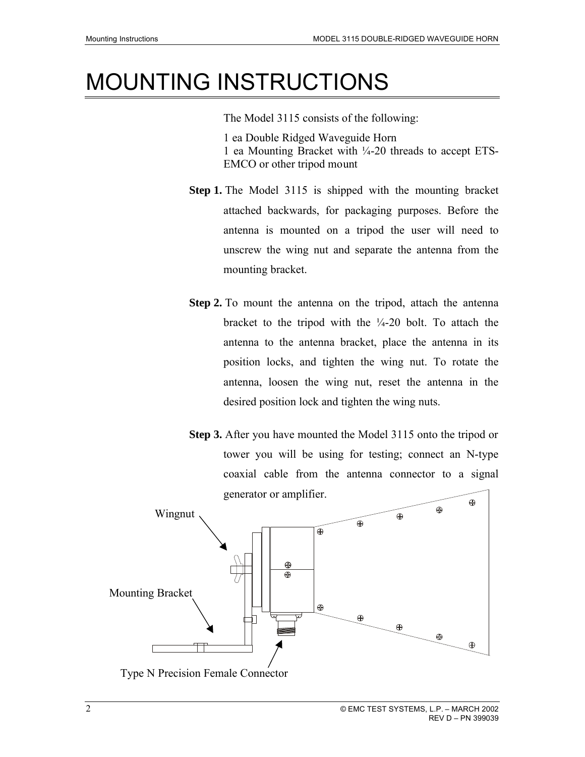# MOUNTING INSTRUCTIONS

The Model 3115 consists of the following:

1 ea Double Ridged Waveguide Horn
1 ea Mounting Bracket with ¼-20 threads to accept ETS-EMCO or other tripod mount

**Step 1.** The Model 3115 is shipped with the mounting bracket attached backwards, for packaging purposes. Before the antenna is mounted on a tripod the user will need to unscrew the wing nut and separate the antenna from the mounting bracket.

**Step 2.** To mount the antenna on the tripod, attach the antenna bracket to the tripod with the ¼-20 bolt. To attach the antenna to the antenna bracket, place the antenna in its position locks, and tighten the wing nut. To rotate the antenna, loosen the wing nut, reset the antenna in the desired position lock and tighten the wing nuts.

**Step 3.** After you have mounted the Model 3115 onto the tripod or tower you will be using for testing; connect an N-type coaxial cable from the antenna connector to a signal generator or amplifier.

Wingnut

Mounting Bracket

Type N Precision Female Connector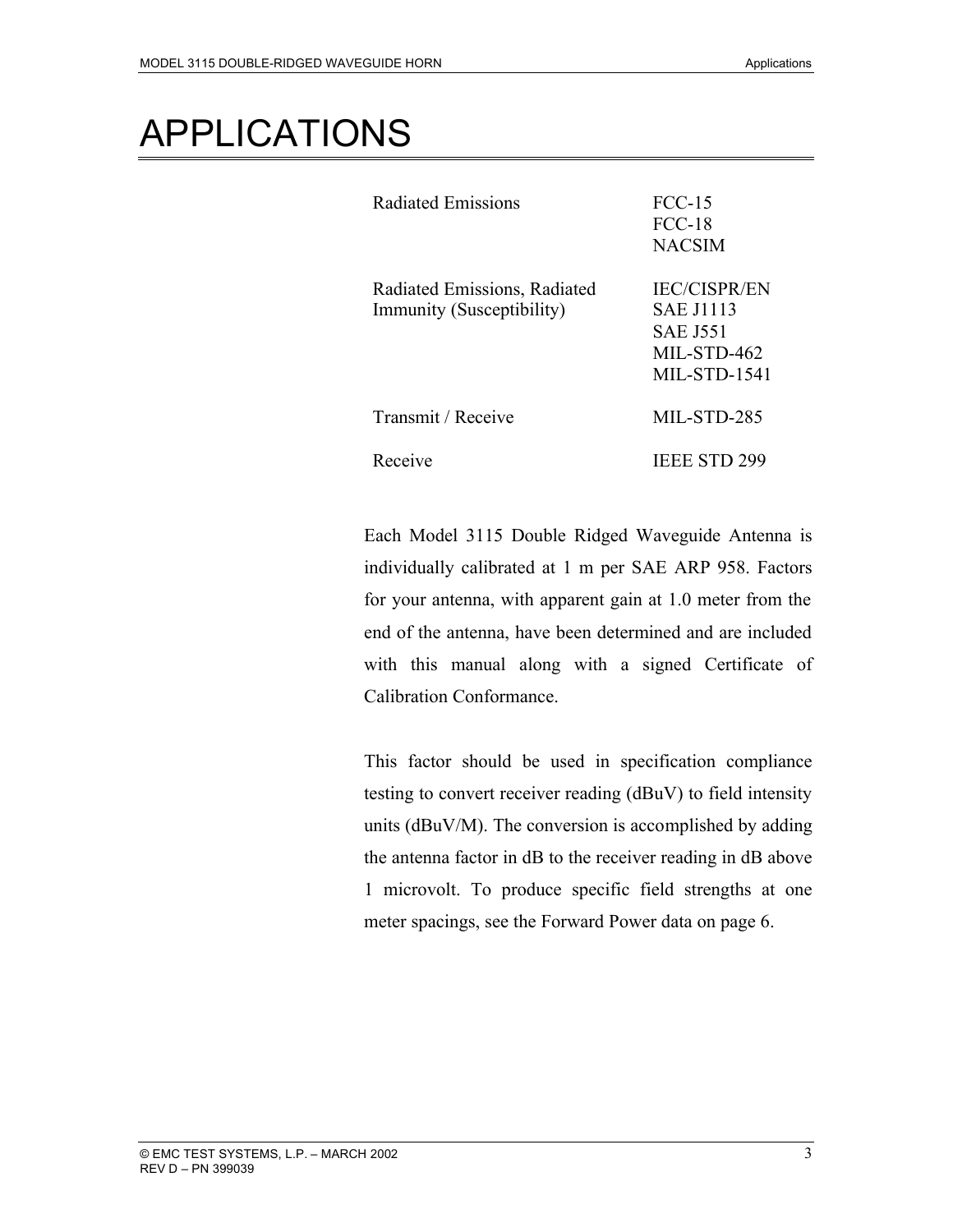# APPLICATIONS

| | |
|---|---|
| Radiated Emissions | FCC-15<br>FCC-18<br>NACSIM |
| Radiated Emissions, Radiated Immunity (Susceptibility) | IEC/CISPR/EN<br>SAE J1113<br>SAE J551<br>MIL-STD-462<br>MIL-STD-1541 |
| Transmit / Receive | MIL-STD-285 |
| Receive | IEEE STD 299 |

Each Model 3115 Double Ridged Waveguide Antenna is individually calibrated at 1 m per SAE ARP 958. Factors for your antenna, with apparent gain at 1.0 meter from the end of the antenna, have been determined and are included with this manual along with a signed Certificate of Calibration Conformance.

This factor should be used in specification compliance testing to convert receiver reading (dBuV) to field intensity units (dBuV/M). The conversion is accomplished by adding the antenna factor in dB to the receiver reading in dB above 1 microvolt. To produce specific field strengths at one meter spacings, see the Forward Power data on page 6.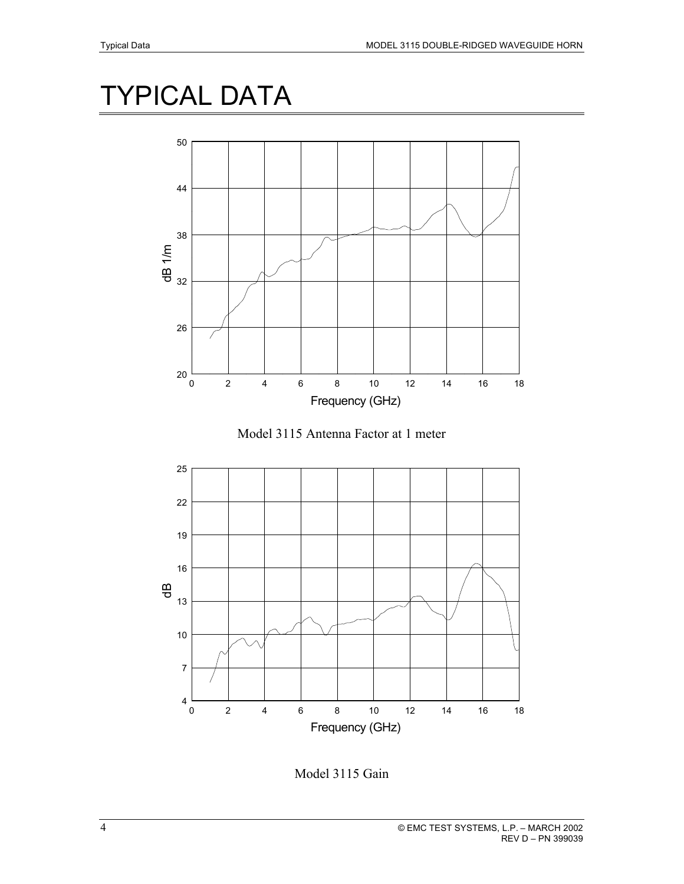# TYPICAL DATA

Model 3115 Antenna Factor at 1 meter

Model 3115 Gain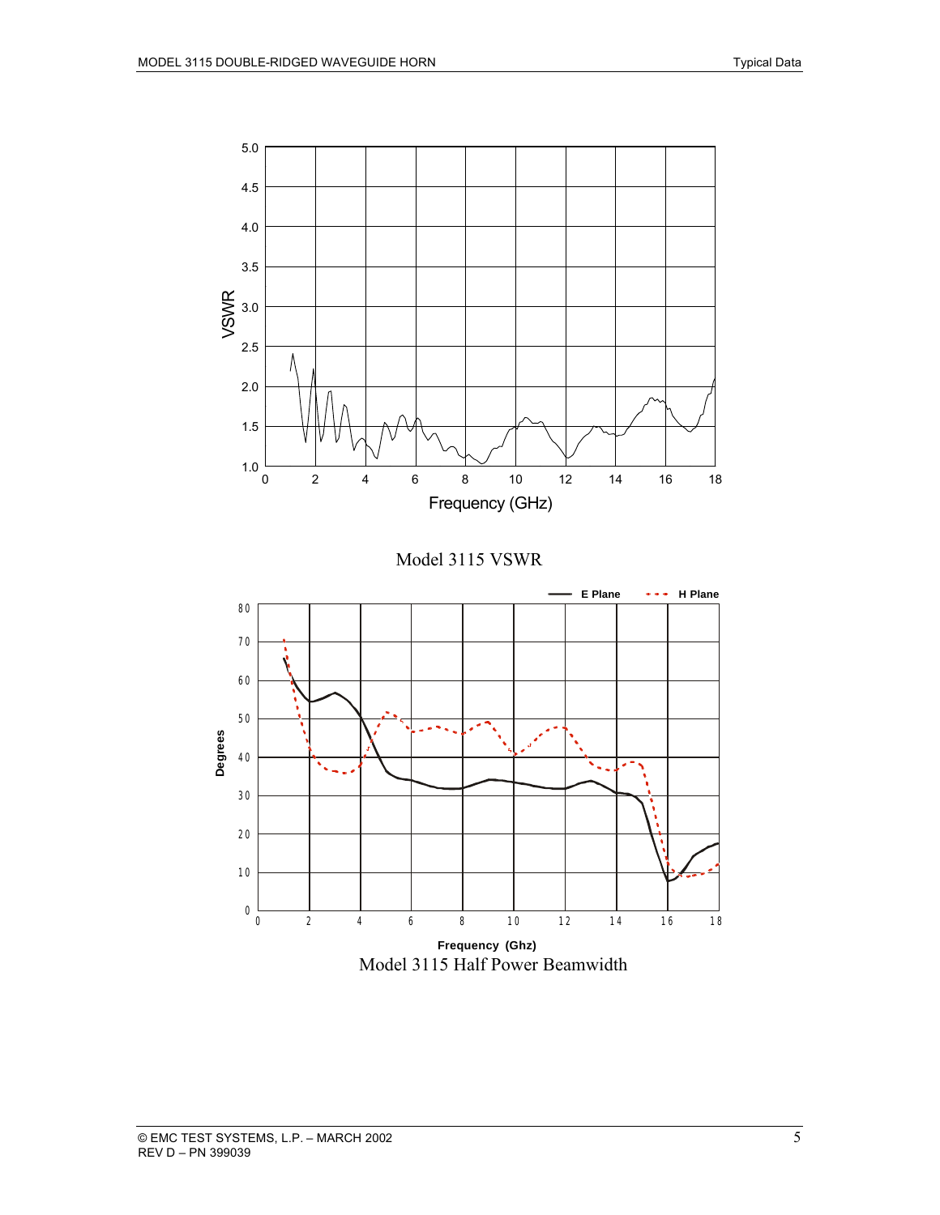Model 3115 VSWR

Model 3115 Half Power Beamwidth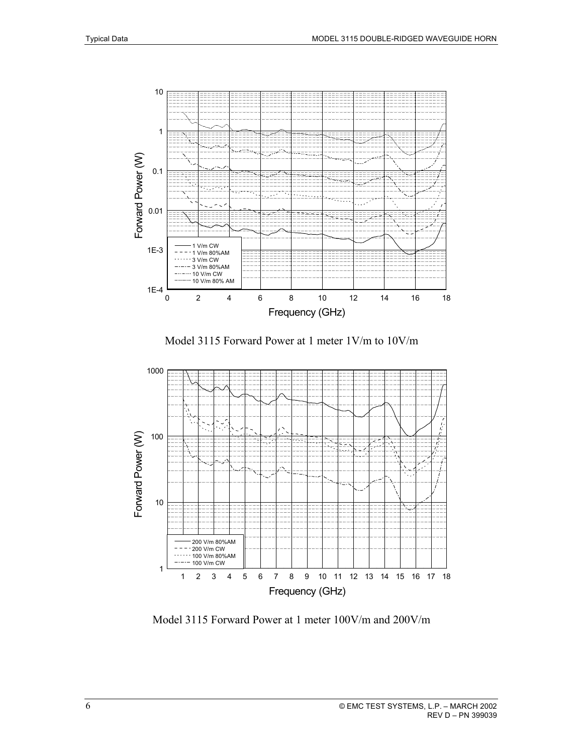Model 3115 Forward Power at 1 meter 1V/m to 10V/m

Model 3115 Forward Power at 1 meter 100V/m and 200V/m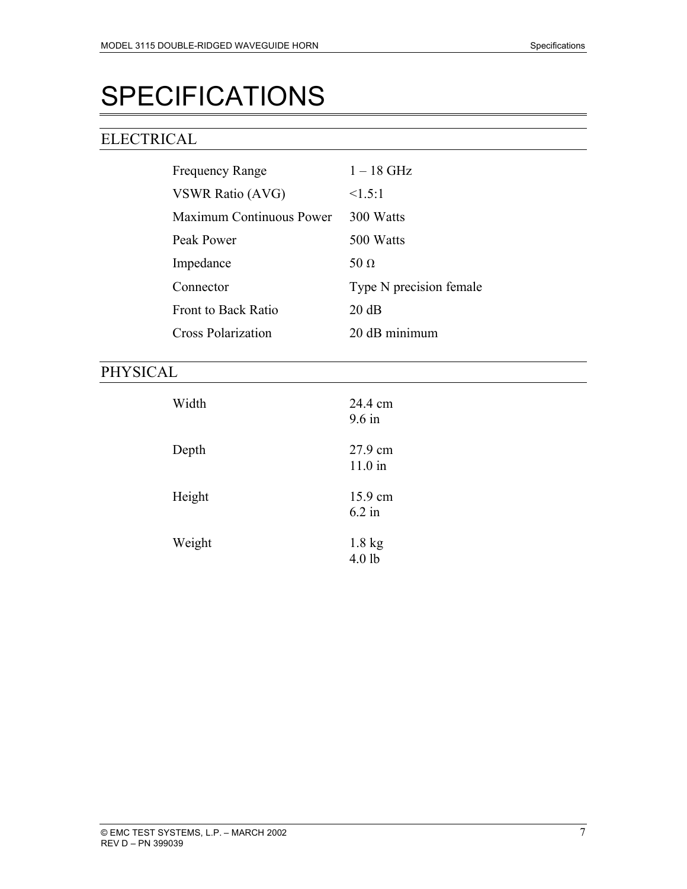# SPECIFICATIONS

## ELECTRICAL

| | |
|---|---|
| Frequency Range | 1 – 18 GHz |
| VSWR Ratio (AVG) | <1.5:1 |
| Maximum Continuous Power | 300 Watts |
| Peak Power | 500 Watts |
| Impedance | 50 Ω |
| Connector | Type N precision female |
| Front to Back Ratio | 20 dB |
| Cross Polarization | 20 dB minimum |

## PHYSICAL

| | |
|---|---|
| Width | 24.4 cm<br>9.6 in |
| Depth | 27.9 cm<br>11.0 in |
| Height | 15.9 cm<br>6.2 in |
| Weight | 1.8 kg<br>4.0 lb |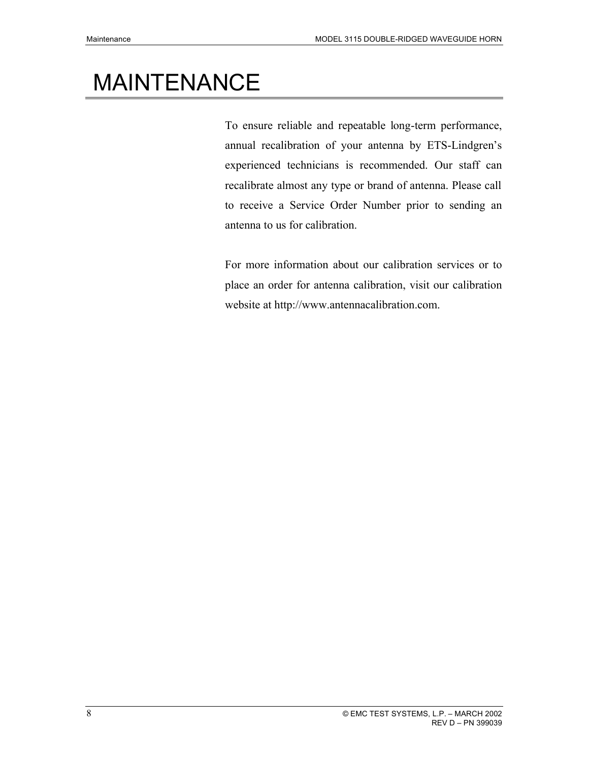# MAINTENANCE

To ensure reliable and repeatable long-term performance, annual recalibration of your antenna by ETS-Lindgren's experienced technicians is recommended. Our staff can recalibrate almost any type or brand of antenna. Please call to receive a Service Order Number prior to sending an antenna to us for calibration.

For more information about our calibration services or to place an order for antenna calibration, visit our calibration website at http://www.antennacalibration.com.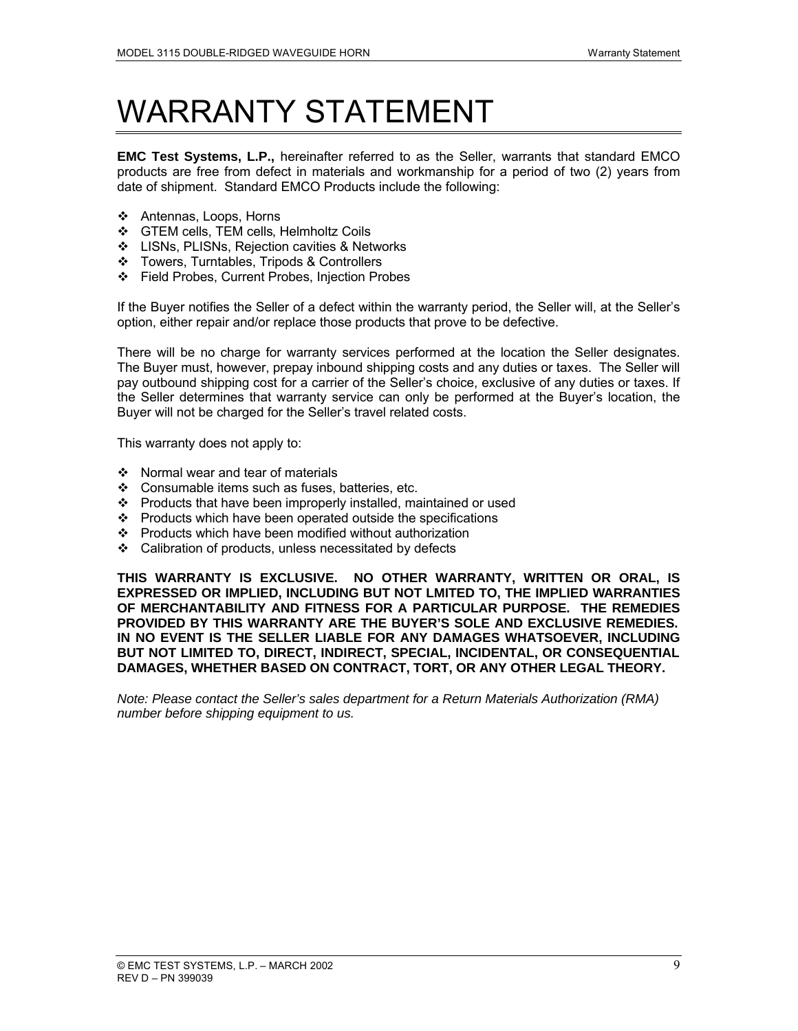# WARRANTY STATEMENT

**EMC Test Systems, L.P.,** hereinafter referred to as the Seller, warrants that standard EMCO products are free from defect in materials and workmanship for a period of two (2) years from date of shipment. Standard EMCO Products include the following:

- Antennas, Loops, Horns
- GTEM cells, TEM cells, Helmholtz Coils
- LISNs, PLISNs, Rejection cavities & Networks
- Towers, Turntables, Tripods & Controllers
- Field Probes, Current Probes, Injection Probes

If the Buyer notifies the Seller of a defect within the warranty period, the Seller will, at the Seller's option, either repair and/or replace those products that prove to be defective.

There will be no charge for warranty services performed at the location the Seller designates. The Buyer must, however, prepay inbound shipping costs and any duties or taxes. The Seller will pay outbound shipping cost for a carrier of the Seller's choice, exclusive of any duties or taxes. If the Seller determines that warranty service can only be performed at the Buyer's location, the Buyer will not be charged for the Seller's travel related costs.

This warranty does not apply to:

- Normal wear and tear of materials
- Consumable items such as fuses, batteries, etc.
- Products that have been improperly installed, maintained or used
- Products which have been operated outside the specifications
- Products which have been modified without authorization
- Calibration of products, unless necessitated by defects

**THIS WARRANTY IS EXCLUSIVE. NO OTHER WARRANTY, WRITTEN OR ORAL, IS EXPRESSED OR IMPLIED, INCLUDING BUT NOT LMITED TO, THE IMPLIED WARRANTIES OF MERCHANTABILITY AND FITNESS FOR A PARTICULAR PURPOSE. THE REMEDIES PROVIDED BY THIS WARRANTY ARE THE BUYER'S SOLE AND EXCLUSIVE REMEDIES. IN NO EVENT IS THE SELLER LIABLE FOR ANY DAMAGES WHATSOEVER, INCLUDING BUT NOT LIMITED TO, DIRECT, INDIRECT, SPECIAL, INCIDENTAL, OR CONSEQUENTIAL DAMAGES, WHETHER BASED ON CONTRACT, TORT, OR ANY OTHER LEGAL THEORY.**

*Note: Please contact the Seller's sales department for a Return Materials Authorization (RMA) number before shipping equipment to us.*